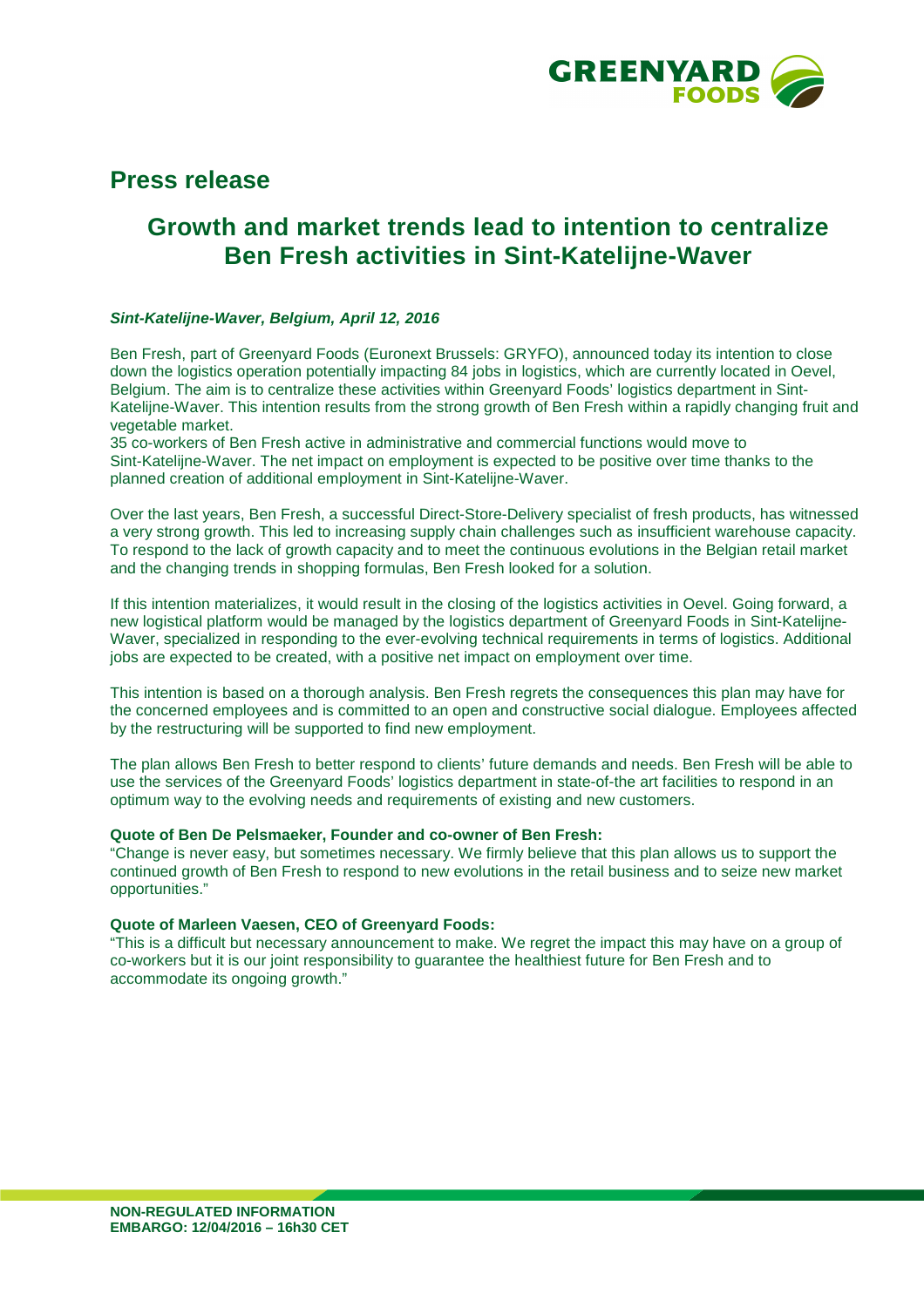## Press release

# Growth and market trends lead to intention to centralize Ben Fresh activities in Sint-Katelijne-Waver

***Sint-Katelijne-Waver, Belgium, April 12, 2016***

Ben Fresh, part of Greenyard Foods (Euronext Brussels: GRYFO), announced today its intention to close down the logistics operation potentially impacting 84 jobs in logistics, which are currently located in Oevel, Belgium. The aim is to centralize these activities within Greenyard Foods' logistics department in Sint-Katelijne-Waver. This intention results from the strong growth of Ben Fresh within a rapidly changing fruit and vegetable market.
35 co-workers of Ben Fresh active in administrative and commercial functions would move to Sint-Katelijne-Waver. The net impact on employment is expected to be positive over time thanks to the planned creation of additional employment in Sint-Katelijne-Waver.

Over the last years, Ben Fresh, a successful Direct-Store-Delivery specialist of fresh products, has witnessed a very strong growth. This led to increasing supply chain challenges such as insufficient warehouse capacity. To respond to the lack of growth capacity and to meet the continuous evolutions in the Belgian retail market and the changing trends in shopping formulas, Ben Fresh looked for a solution.

If this intention materializes, it would result in the closing of the logistics activities in Oevel. Going forward, a new logistical platform would be managed by the logistics department of Greenyard Foods in Sint-Katelijne-Waver, specialized in responding to the ever-evolving technical requirements in terms of logistics. Additional jobs are expected to be created, with a positive net impact on employment over time.

This intention is based on a thorough analysis. Ben Fresh regrets the consequences this plan may have for the concerned employees and is committed to an open and constructive social dialogue. Employees affected by the restructuring will be supported to find new employment.

The plan allows Ben Fresh to better respond to clients' future demands and needs. Ben Fresh will be able to use the services of the Greenyard Foods' logistics department in state-of-the art facilities to respond in an optimum way to the evolving needs and requirements of existing and new customers.

**Quote of Ben De Pelsmaeker, Founder and co-owner of Ben Fresh:**
"Change is never easy, but sometimes necessary. We firmly believe that this plan allows us to support the continued growth of Ben Fresh to respond to new evolutions in the retail business and to seize new market opportunities."

**Quote of Marleen Vaesen, CEO of Greenyard Foods:**
"This is a difficult but necessary announcement to make. We regret the impact this may have on a group of co-workers but it is our joint responsibility to guarantee the healthiest future for Ben Fresh and to accommodate its ongoing growth."

**NON-REGULATED INFORMATION**
**EMBARGO: 12/04/2016 – 16h30 CET**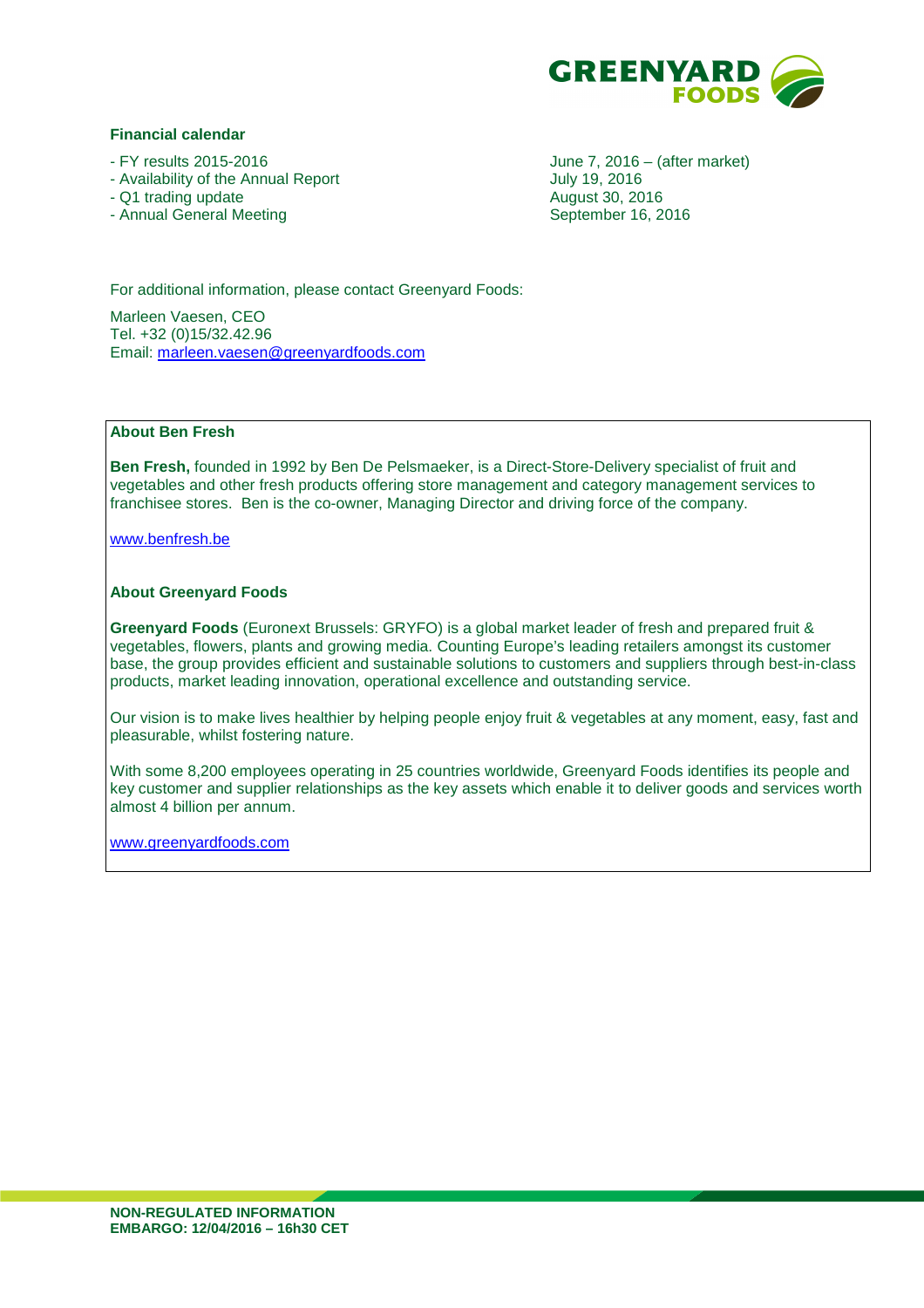**Financial calendar**

| | |
|---|---|
| - FY results 2015-2016 | June 7, 2016 – (after market) |
| - Availability of the Annual Report | July 19, 2016 |
| - Q1 trading update | August 30, 2016 |
| - Annual General Meeting | September 16, 2016 |

For additional information, please contact Greenyard Foods:

Marleen Vaesen, CEO
Tel. +32 (0)15/32.42.96
Email: marleen.vaesen@greenyardfoods.com

**About Ben Fresh**

**Ben Fresh,** founded in 1992 by Ben De Pelsmaeker, is a Direct-Store-Delivery specialist of fruit and vegetables and other fresh products offering store management and category management services to franchisee stores. Ben is the co-owner, Managing Director and driving force of the company.

www.benfresh.be

**About Greenyard Foods**

**Greenyard Foods** (Euronext Brussels: GRYFO) is a global market leader of fresh and prepared fruit & vegetables, flowers, plants and growing media. Counting Europe's leading retailers amongst its customer base, the group provides efficient and sustainable solutions to customers and suppliers through best-in-class products, market leading innovation, operational excellence and outstanding service.

Our vision is to make lives healthier by helping people enjoy fruit & vegetables at any moment, easy, fast and pleasurable, whilst fostering nature.

With some 8,200 employees operating in 25 countries worldwide, Greenyard Foods identifies its people and key customer and supplier relationships as the key assets which enable it to deliver goods and services worth almost 4 billion per annum.

www.greenyardfoods.com

**NON-REGULATED INFORMATION**
**EMBARGO: 12/04/2016 – 16h30 CET**